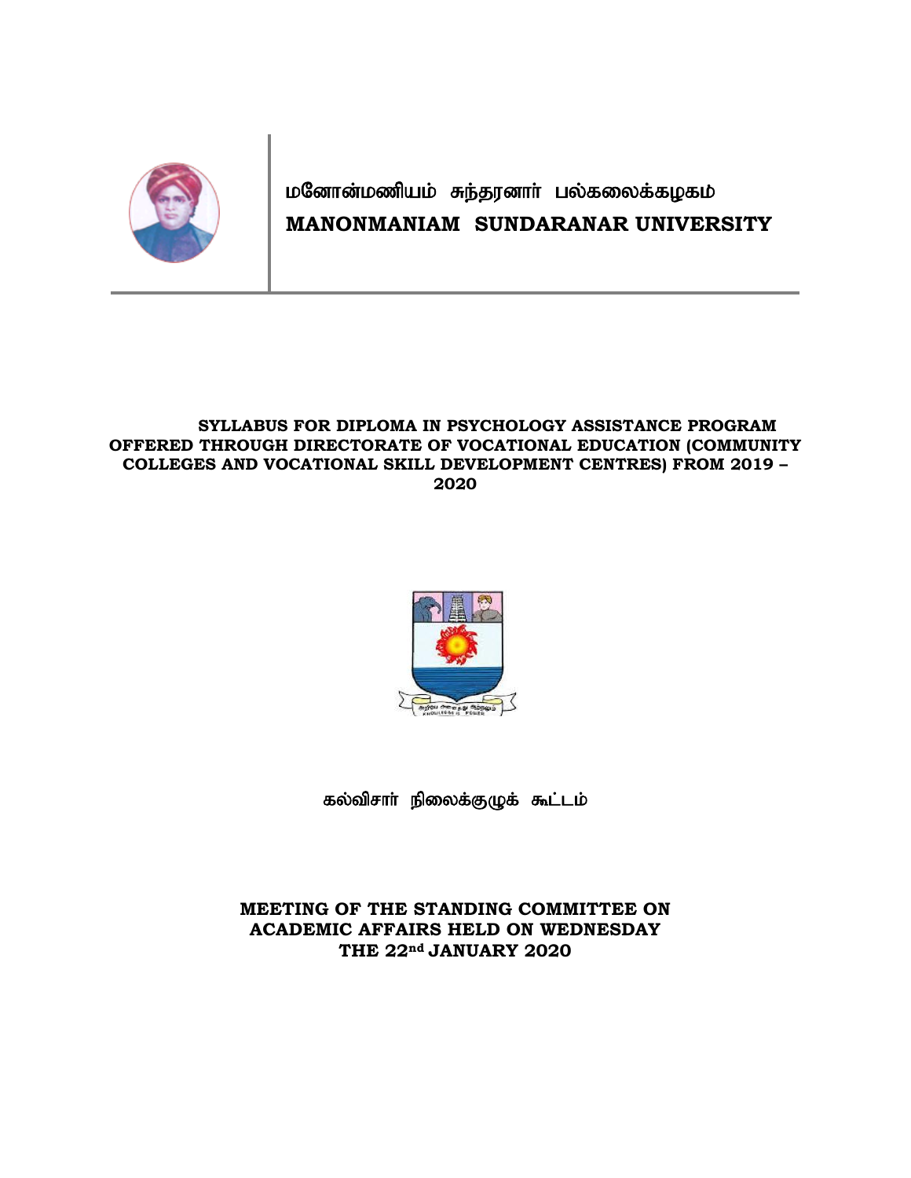# மனோன்மணியம் சுந்தரனார் பல்கலைக்கழகம்

# MANONMANIAM SUNDARANAR UNIVERSITY

**SYLLABUS FOR DIPLOMA IN PSYCHOLOGY ASSISTANCE PROGRAM OFFERED THROUGH DIRECTORATE OF VOCATIONAL EDUCATION (COMMUNITY COLLEGES AND VOCATIONAL SKILL DEVELOPMENT CENTRES) FROM 2019 – 2020**

கல்விசார் நிலைக்குழுக் கூட்டம்

**MEETING OF THE STANDING COMMITTEE ON ACADEMIC AFFAIRS HELD ON WEDNESDAY THE 22nd JANUARY 2020**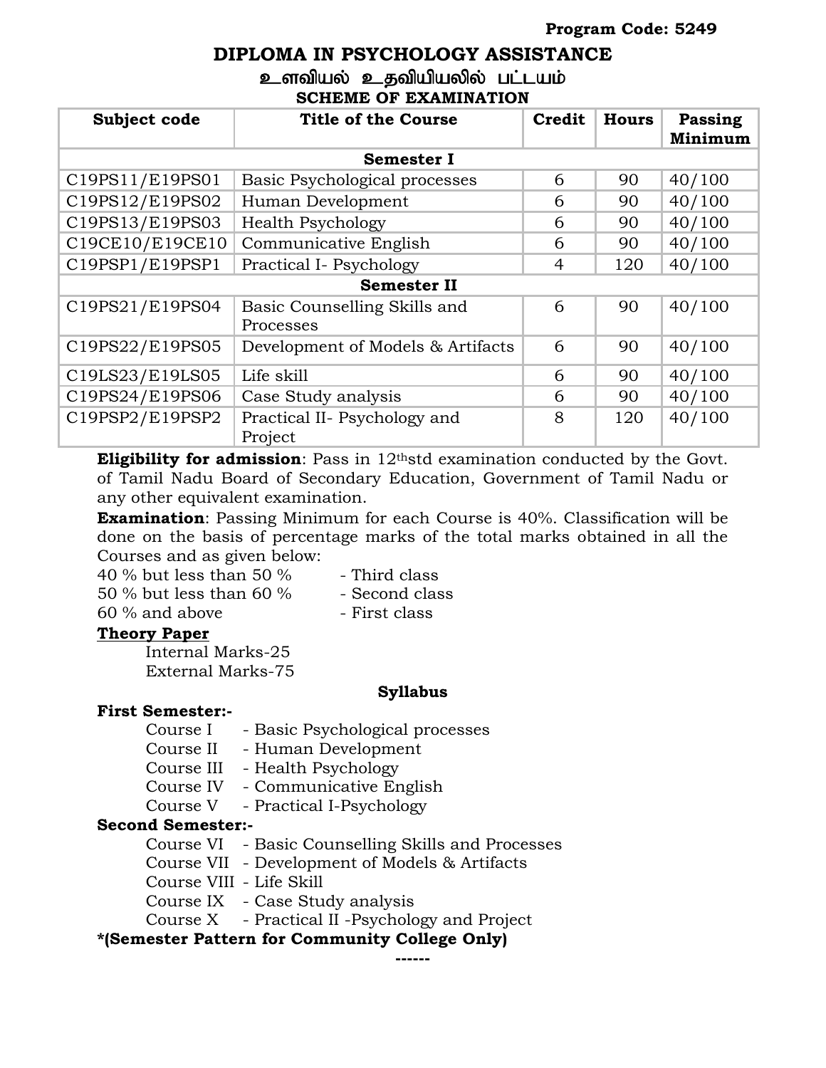Program Code: 5249

# DIPLOMA IN PSYCHOLOGY ASSISTANCE

## உளவியல் உதவியியலில் பட்டயம்

### SCHEME OF EXAMINATION

| Subject code | Title of the Course | Credit | Hours | Passing Minimum |
|---|---|---|---|---|
| **Semester I** | | | | |
| C19PS11/E19PS01 | Basic Psychological processes | 6 | 90 | 40/100 |
| C19PS12/E19PS02 | Human Development | 6 | 90 | 40/100 |
| C19PS13/E19PS03 | Health Psychology | 6 | 90 | 40/100 |
| C19CE10/E19CE10 | Communicative English | 6 | 90 | 40/100 |
| C19PSP1/E19PSP1 | Practical I- Psychology | 4 | 120 | 40/100 |
| **Semester II** | | | | |
| C19PS21/E19PS04 | Basic Counselling Skills and Processes | 6 | 90 | 40/100 |
| C19PS22/E19PS05 | Development of Models & Artifacts | 6 | 90 | 40/100 |
| C19LS23/E19LS05 | Life skill | 6 | 90 | 40/100 |
| C19PS24/E19PS06 | Case Study analysis | 6 | 90 | 40/100 |
| C19PSP2/E19PSP2 | Practical II- Psychology and Project | 8 | 120 | 40/100 |

**Eligibility for admission**: Pass in 12[th]std examination conducted by the Govt. of Tamil Nadu Board of Secondary Education, Government of Tamil Nadu or any other equivalent examination.

**Examination**: Passing Minimum for each Course is 40%. Classification will be done on the basis of percentage marks of the total marks obtained in all the Courses and as given below:

40 % but less than 50 % - Third class
50 % but less than 60 % - Second class
60 % and above - First class

**<u>Theory Paper</u>**

Internal Marks-25
External Marks-75

### Syllabus

**First Semester:-**

- Course I - Basic Psychological processes
- Course II - Human Development
- Course III - Health Psychology
- Course IV - Communicative English
- Course V - Practical I-Psychology

**Second Semester:-**

- Course VI - Basic Counselling Skills and Processes
- Course VII - Development of Models & Artifacts
- Course VIII - Life Skill
- Course IX - Case Study analysis
- Course X - Practical II -Psychology and Project

**\*(Semester Pattern for Community College Only)**

------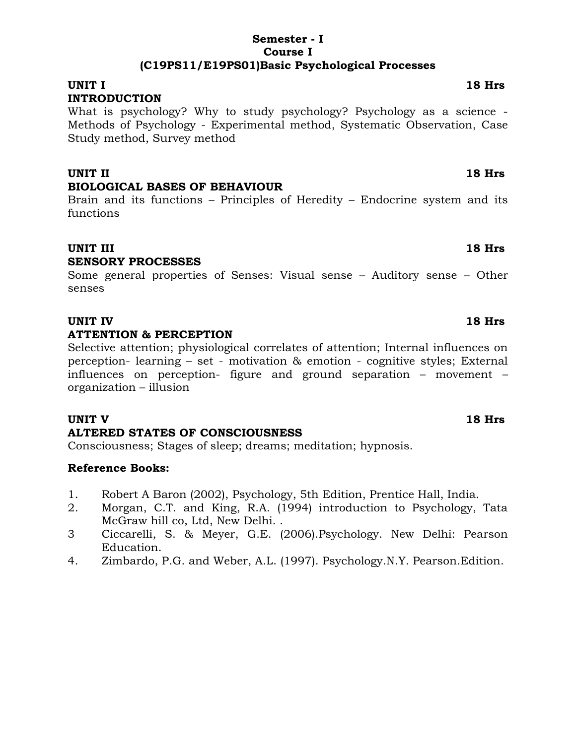**Semester - I**
**Course I**
**(C19PS11/E19PS01)Basic Psychological Processes**

**UNIT I** **18 Hrs**
**INTRODUCTION**

What is psychology? Why to study psychology? Psychology as a science - Methods of Psychology - Experimental method, Systematic Observation, Case Study method, Survey method

**UNIT II** **18 Hrs**
**BIOLOGICAL BASES OF BEHAVIOUR**

Brain and its functions – Principles of Heredity – Endocrine system and its functions

**UNIT III** **18 Hrs**
**SENSORY PROCESSES**

Some general properties of Senses: Visual sense – Auditory sense – Other senses

**UNIT IV** **18 Hrs**
**ATTENTION & PERCEPTION**

Selective attention; physiological correlates of attention; Internal influences on perception- learning – set - motivation & emotion - cognitive styles; External influences on perception- figure and ground separation – movement – organization – illusion

**UNIT V** **18 Hrs**
**ALTERED STATES OF CONSCIOUSNESS**

Consciousness; Stages of sleep; dreams; meditation; hypnosis.

**Reference Books:**

1. Robert A Baron (2002), Psychology, 5th Edition, Prentice Hall, India.
2. Morgan, C.T. and King, R.A. (1994) introduction to Psychology, Tata McGraw hill co, Ltd, New Delhi. .
3. Ciccarelli, S. & Meyer, G.E. (2006).Psychology. New Delhi: Pearson Education.
4. Zimbardo, P.G. and Weber, A.L. (1997). Psychology.N.Y. Pearson.Edition.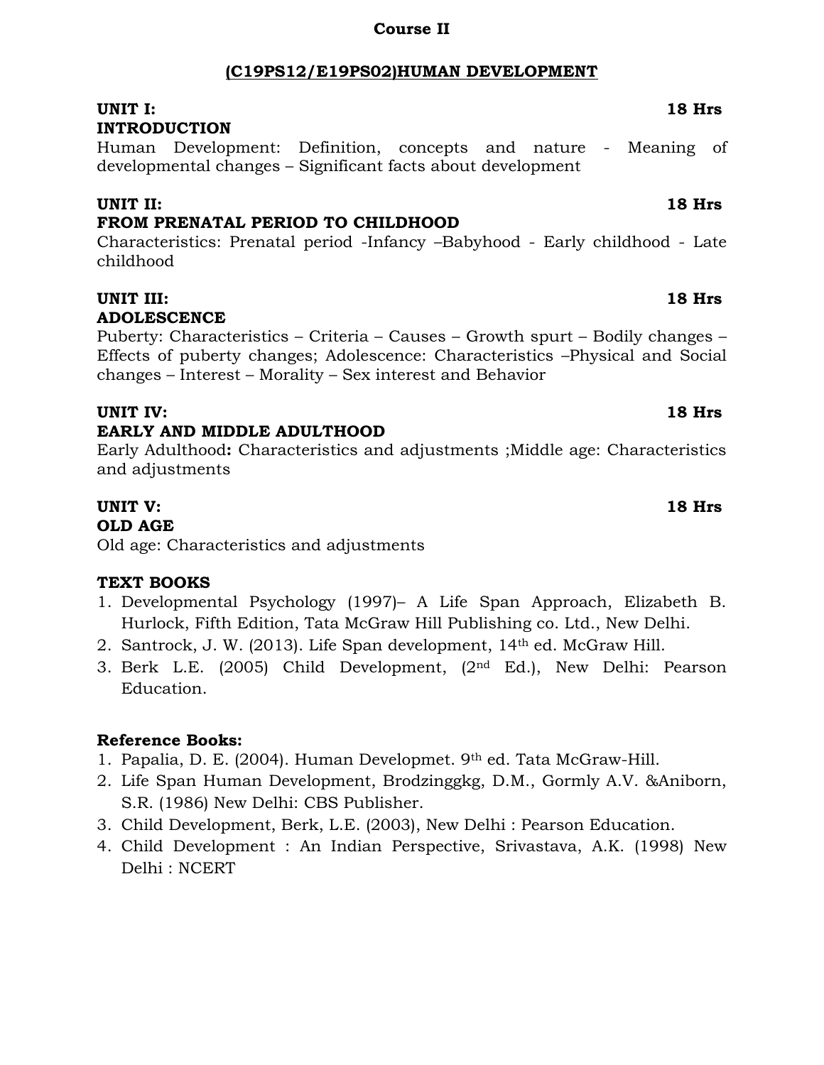## Course II

## (C19PS12/E19PS02)HUMAN DEVELOPMENT

**UNIT I:** **18 Hrs**
**INTRODUCTION**

Human Development: Definition, concepts and nature - Meaning of developmental changes – Significant facts about development

**UNIT II:** **18 Hrs**
**FROM PRENATAL PERIOD TO CHILDHOOD**

Characteristics: Prenatal period -Infancy –Babyhood - Early childhood - Late childhood

**UNIT III:** **18 Hrs**
**ADOLESCENCE**

Puberty: Characteristics – Criteria – Causes – Growth spurt – Bodily changes – Effects of puberty changes; Adolescence: Characteristics –Physical and Social changes – Interest – Morality – Sex interest and Behavior

**UNIT IV:** **18 Hrs**
**EARLY AND MIDDLE ADULTHOOD**

Early Adulthood**:** Characteristics and adjustments ;Middle age: Characteristics and adjustments

**UNIT V:** **18 Hrs**
**OLD AGE**

Old age: Characteristics and adjustments

**TEXT BOOKS**

1. Developmental Psychology (1997)– A Life Span Approach, Elizabeth B. Hurlock, Fifth Edition, Tata McGraw Hill Publishing co. Ltd., New Delhi.
2. Santrock, J. W. (2013). Life Span development, 14th ed. McGraw Hill.
3. Berk L.E. (2005) Child Development, (2nd Ed.), New Delhi: Pearson Education.

**Reference Books:**

1. Papalia, D. E. (2004). Human Developmet. 9th ed. Tata McGraw-Hill.
2. Life Span Human Development, Brodzinggkg, D.M., Gormly A.V. &Aniborn, S.R. (1986) New Delhi: CBS Publisher.
3. Child Development, Berk, L.E. (2003), New Delhi : Pearson Education.
4. Child Development : An Indian Perspective, Srivastava, A.K. (1998) New Delhi : NCERT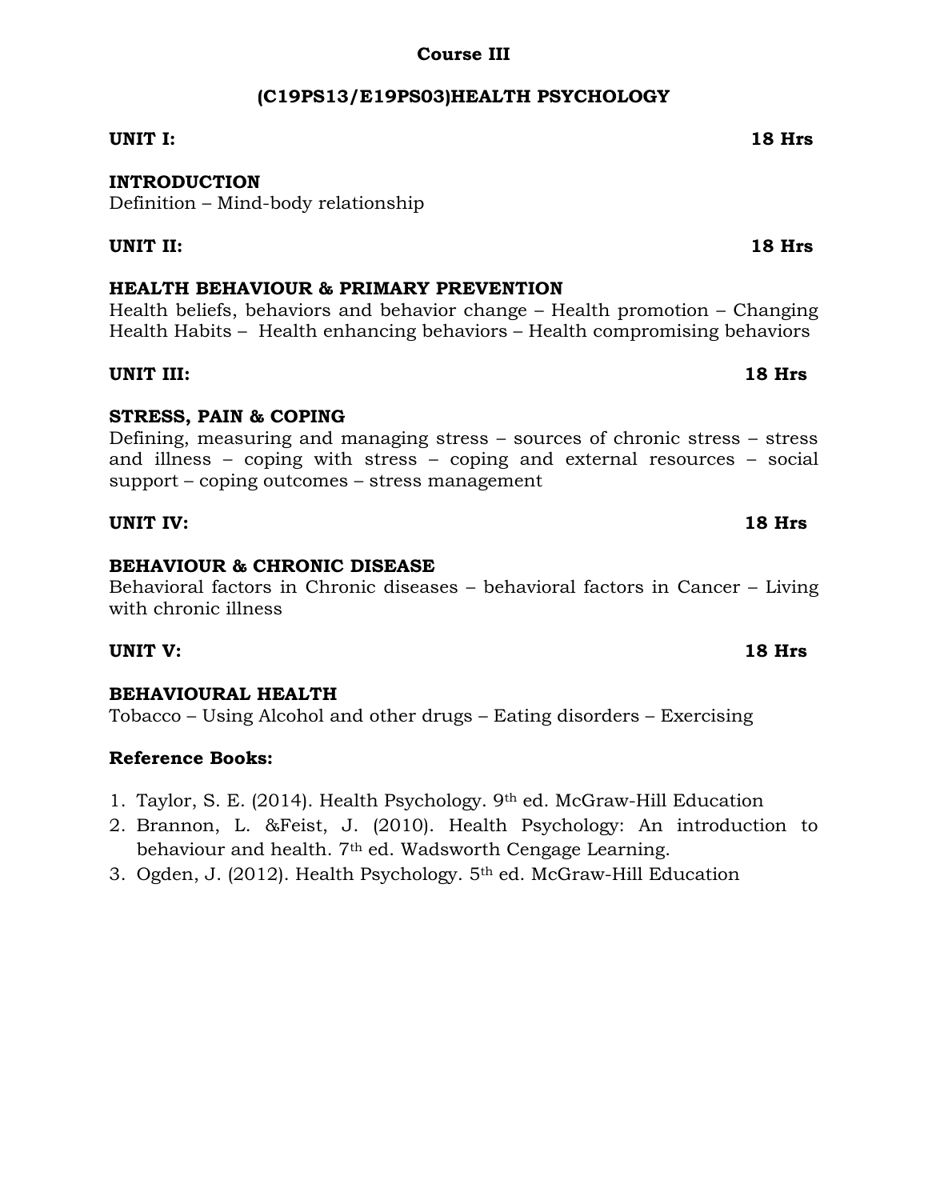## Course III

## (C19PS13/E19PS03)HEALTH PSYCHOLOGY

**UNIT I:** **18 Hrs**

**INTRODUCTION**

Definition – Mind-body relationship

**UNIT II:** **18 Hrs**

**HEALTH BEHAVIOUR & PRIMARY PREVENTION**

Health beliefs, behaviors and behavior change – Health promotion – Changing Health Habits – Health enhancing behaviors – Health compromising behaviors

**UNIT III:** **18 Hrs**

**STRESS, PAIN & COPING**

Defining, measuring and managing stress – sources of chronic stress – stress and illness – coping with stress – coping and external resources – social support – coping outcomes – stress management

**UNIT IV:** **18 Hrs**

**BEHAVIOUR & CHRONIC DISEASE**

Behavioral factors in Chronic diseases – behavioral factors in Cancer – Living with chronic illness

**UNIT V:** **18 Hrs**

**BEHAVIOURAL HEALTH**

Tobacco – Using Alcohol and other drugs – Eating disorders – Exercising

**Reference Books:**

1. Taylor, S. E. (2014). Health Psychology. 9th ed. McGraw-Hill Education
2. Brannon, L. &Feist, J. (2010). Health Psychology: An introduction to behaviour and health. 7th ed. Wadsworth Cengage Learning.
3. Ogden, J. (2012). Health Psychology. 5th ed. McGraw-Hill Education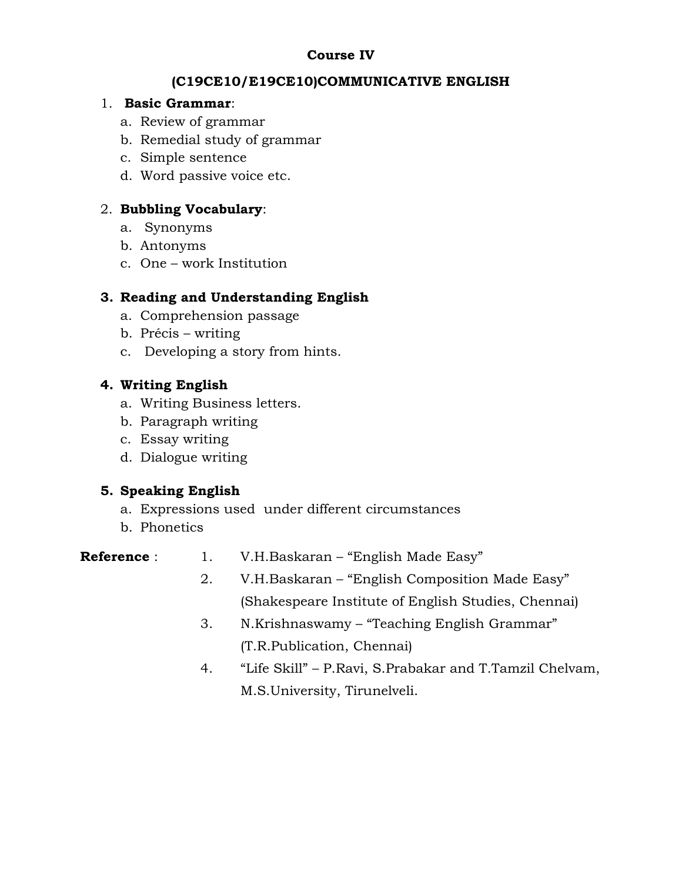## Course IV

## (C19CE10/E19CE10)COMMUNICATIVE ENGLISH

1. **Basic Grammar**:
   a. Review of grammar
   b. Remedial study of grammar
   c. Simple sentence
   d. Word passive voice etc.

2. **Bubbling Vocabulary**:
   a. Synonyms
   b. Antonyms
   c. One – work Institution

3. **Reading and Understanding English**
   a. Comprehension passage
   b. Précis – writing
   c. Developing a story from hints.

4. **Writing English**
   a. Writing Business letters.
   b. Paragraph writing
   c. Essay writing
   d. Dialogue writing

5. **Speaking English**
   a. Expressions used under different circumstances
   b. Phonetics

**Reference** :

1. V.H.Baskaran – "English Made Easy"
2. V.H.Baskaran – "English Composition Made Easy" (Shakespeare Institute of English Studies, Chennai)
3. N.Krishnaswamy – "Teaching English Grammar" (T.R.Publication, Chennai)
4. "Life Skill" – P.Ravi, S.Prabakar and T.Tamzil Chelvam, M.S.University, Tirunelveli.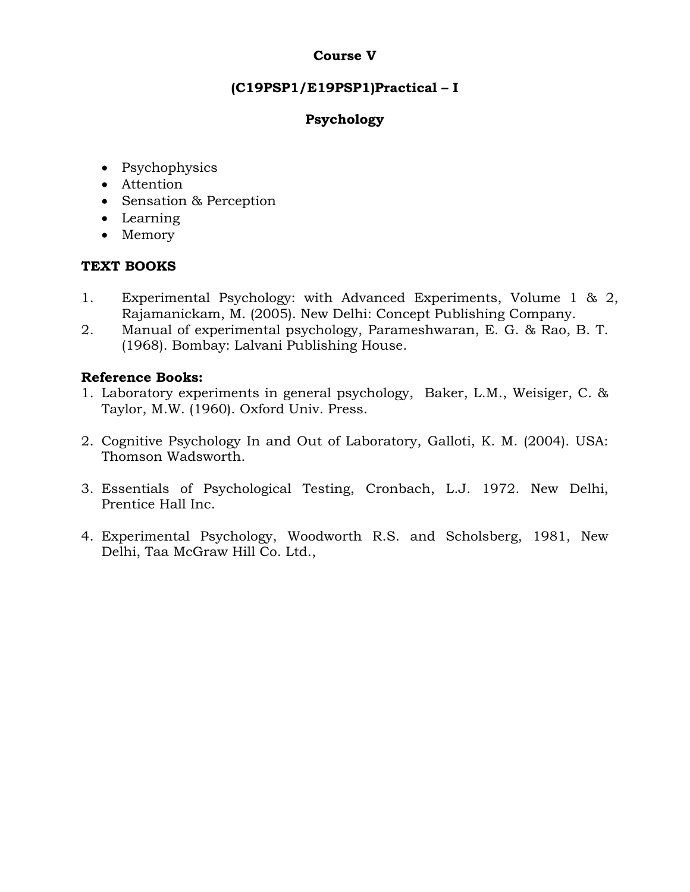**Course V**

**(C19PSP1/E19PSP1)Practical – I**

**Psychology**

- Psychophysics
- Attention
- Sensation & Perception
- Learning
- Memory

**TEXT BOOKS**

1. Experimental Psychology: with Advanced Experiments, Volume 1 & 2, Rajamanickam, M. (2005). New Delhi: Concept Publishing Company.
2. Manual of experimental psychology, Parameshwaran, E. G. & Rao, B. T. (1968). Bombay: Lalvani Publishing House.

**Reference Books:**

1. Laboratory experiments in general psychology, Baker, L.M., Weisiger, C. & Taylor, M.W. (1960). Oxford Univ. Press.
2. Cognitive Psychology In and Out of Laboratory, Galloti, K. M. (2004). USA: Thomson Wadsworth.
3. Essentials of Psychological Testing, Cronbach, L.J. 1972. New Delhi, Prentice Hall Inc.
4. Experimental Psychology, Woodworth R.S. and Scholsberg, 1981, New Delhi, Taa McGraw Hill Co. Ltd.,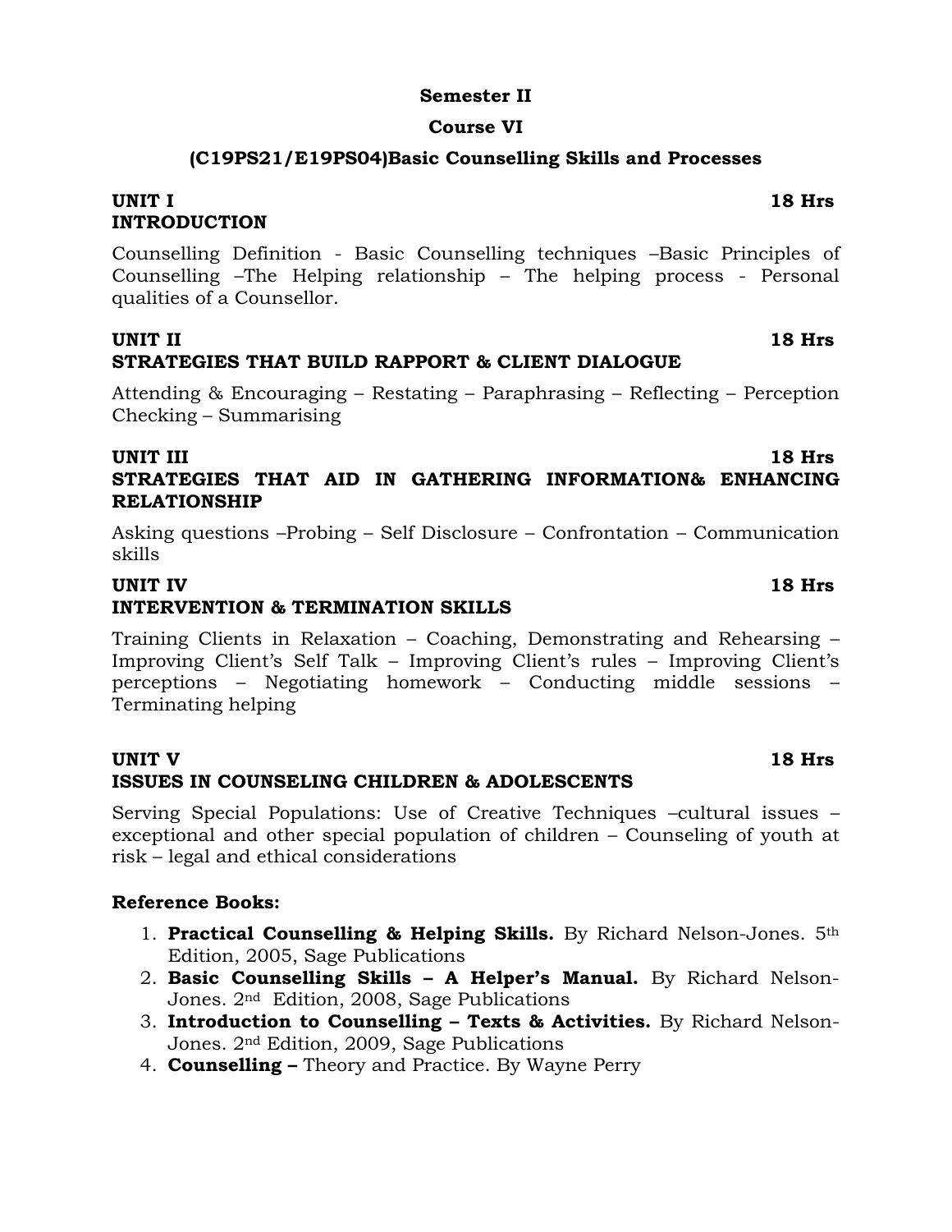**Semester II**

**Course VI**

## (C19PS21/E19PS04)Basic Counselling Skills and Processes

**UNIT I 18 Hrs**
**INTRODUCTION**

Counselling Definition - Basic Counselling techniques –Basic Principles of Counselling –The Helping relationship – The helping process - Personal qualities of a Counsellor.

**UNIT II 18 Hrs**
**STRATEGIES THAT BUILD RAPPORT & CLIENT DIALOGUE**

Attending & Encouraging – Restating – Paraphrasing – Reflecting – Perception Checking – Summarising

**UNIT III 18 Hrs**
**STRATEGIES THAT AID IN GATHERING INFORMATION& ENHANCING RELATIONSHIP**

Asking questions –Probing – Self Disclosure – Confrontation – Communication skills

**UNIT IV 18 Hrs**
**INTERVENTION & TERMINATION SKILLS**

Training Clients in Relaxation – Coaching, Demonstrating and Rehearsing – Improving Client's Self Talk – Improving Client's rules – Improving Client's perceptions – Negotiating homework – Conducting middle sessions – Terminating helping

**UNIT V 18 Hrs**
**ISSUES IN COUNSELING CHILDREN & ADOLESCENTS**

Serving Special Populations: Use of Creative Techniques –cultural issues – exceptional and other special population of children – Counseling of youth at risk – legal and ethical considerations

**Reference Books:**

1. **Practical Counselling & Helping Skills.** By Richard Nelson-Jones. 5th Edition, 2005, Sage Publications
2. **Basic Counselling Skills – A Helper's Manual.** By Richard Nelson-Jones. 2nd Edition, 2008, Sage Publications
3. **Introduction to Counselling – Texts & Activities.** By Richard Nelson-Jones. 2nd Edition, 2009, Sage Publications
4. **Counselling –** Theory and Practice. By Wayne Perry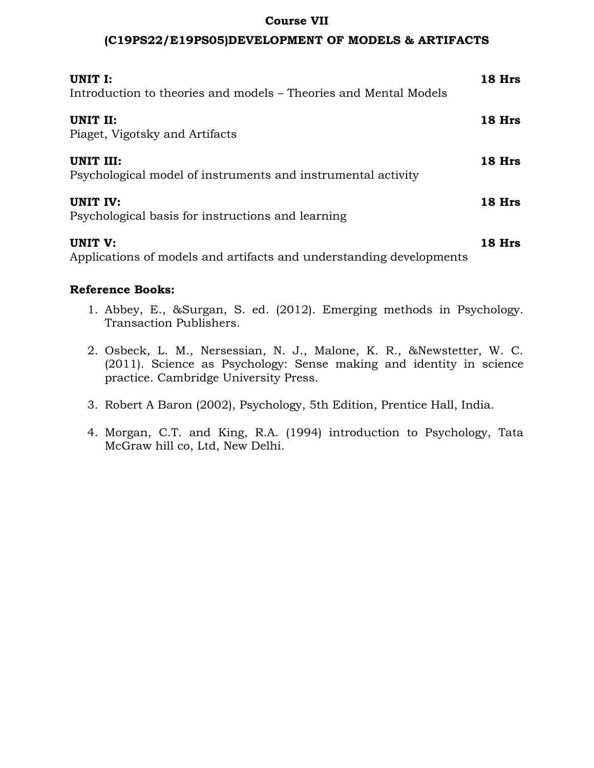**Course VII**

**(C19PS22/E19PS05)DEVELOPMENT OF MODELS & ARTIFACTS**

**UNIT I:** **18 Hrs**
Introduction to theories and models – Theories and Mental Models

**UNIT II:** **18 Hrs**
Piaget, Vigotsky and Artifacts

**UNIT III:** **18 Hrs**
Psychological model of instruments and instrumental activity

**UNIT IV:** **18 Hrs**
Psychological basis for instructions and learning

**UNIT V:** **18 Hrs**
Applications of models and artifacts and understanding developments

**Reference Books:**

1. Abbey, E., &Surgan, S. ed. (2012). Emerging methods in Psychology. Transaction Publishers.
2. Osbeck, L. M., Nersessian, N. J., Malone, K. R., &Newstetter, W. C. (2011). Science as Psychology: Sense making and identity in science practice. Cambridge University Press.
3. Robert A Baron (2002), Psychology, 5th Edition, Prentice Hall, India.
4. Morgan, C.T. and King, R.A. (1994) introduction to Psychology, Tata McGraw hill co, Ltd, New Delhi.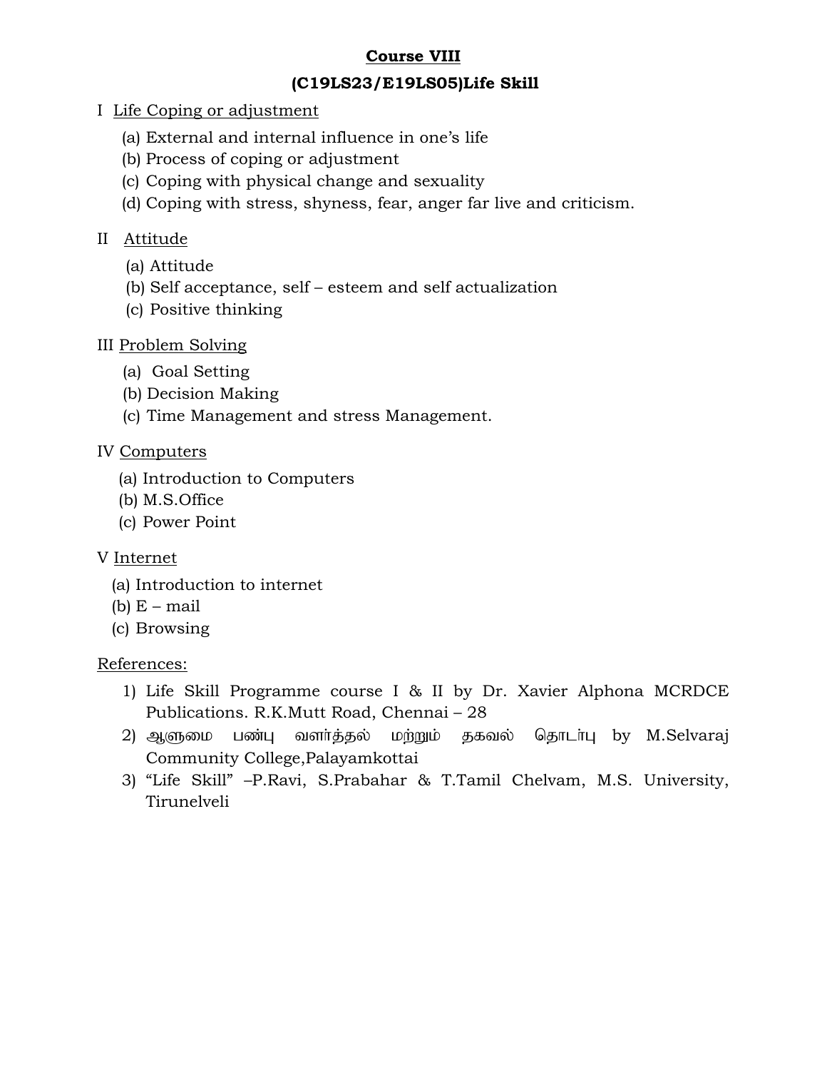# Course VIII

## (C19LS23/E19LS05)Life Skill

I Life Coping or adjustment

(a) External and internal influence in one's life
(b) Process of coping or adjustment
(c) Coping with physical change and sexuality
(d) Coping with stress, shyness, fear, anger far live and criticism.

II Attitude

(a) Attitude
(b) Self acceptance, self – esteem and self actualization
(c) Positive thinking

III Problem Solving

(a) Goal Setting
(b) Decision Making
(c) Time Management and stress Management.

IV Computers

(a) Introduction to Computers
(b) M.S.Office
(c) Power Point

V Internet

(a) Introduction to internet
(b) E – mail
(c) Browsing

References:

1) Life Skill Programme course I & II by Dr. Xavier Alphona MCRDCE Publications. R.K.Mutt Road, Chennai – 28
2) ஆளுமை பண்பு வளர்த்தல் மற்றும் தகவல் தொடர்பு by M.Selvaraj Community College,Palayamkottai
3) "Life Skill" –P.Ravi, S.Prabahar & T.Tamil Chelvam, M.S. University, Tirunelveli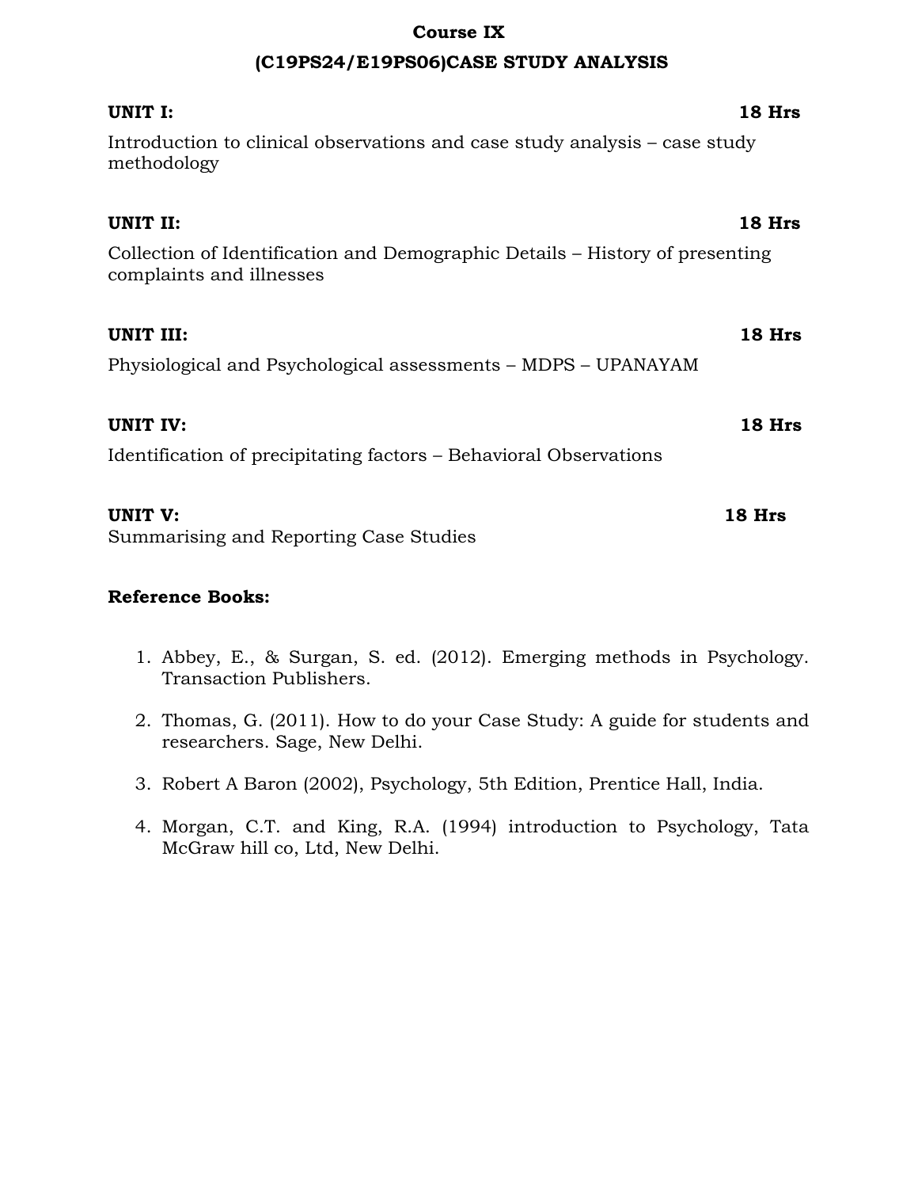## Course IX

## (C19PS24/E19PS06)CASE STUDY ANALYSIS

**UNIT I:** **18 Hrs**

Introduction to clinical observations and case study analysis – case study methodology

**UNIT II:** **18 Hrs**

Collection of Identification and Demographic Details – History of presenting complaints and illnesses

**UNIT III:** **18 Hrs**

Physiological and Psychological assessments – MDPS – UPANAYAM

**UNIT IV:** **18 Hrs**

Identification of precipitating factors – Behavioral Observations

**UNIT V:** **18 Hrs**

Summarising and Reporting Case Studies

**Reference Books:**

1. Abbey, E., & Surgan, S. ed. (2012). Emerging methods in Psychology. Transaction Publishers.
2. Thomas, G. (2011). How to do your Case Study: A guide for students and researchers. Sage, New Delhi.
3. Robert A Baron (2002), Psychology, 5th Edition, Prentice Hall, India.
4. Morgan, C.T. and King, R.A. (1994) introduction to Psychology, Tata McGraw hill co, Ltd, New Delhi.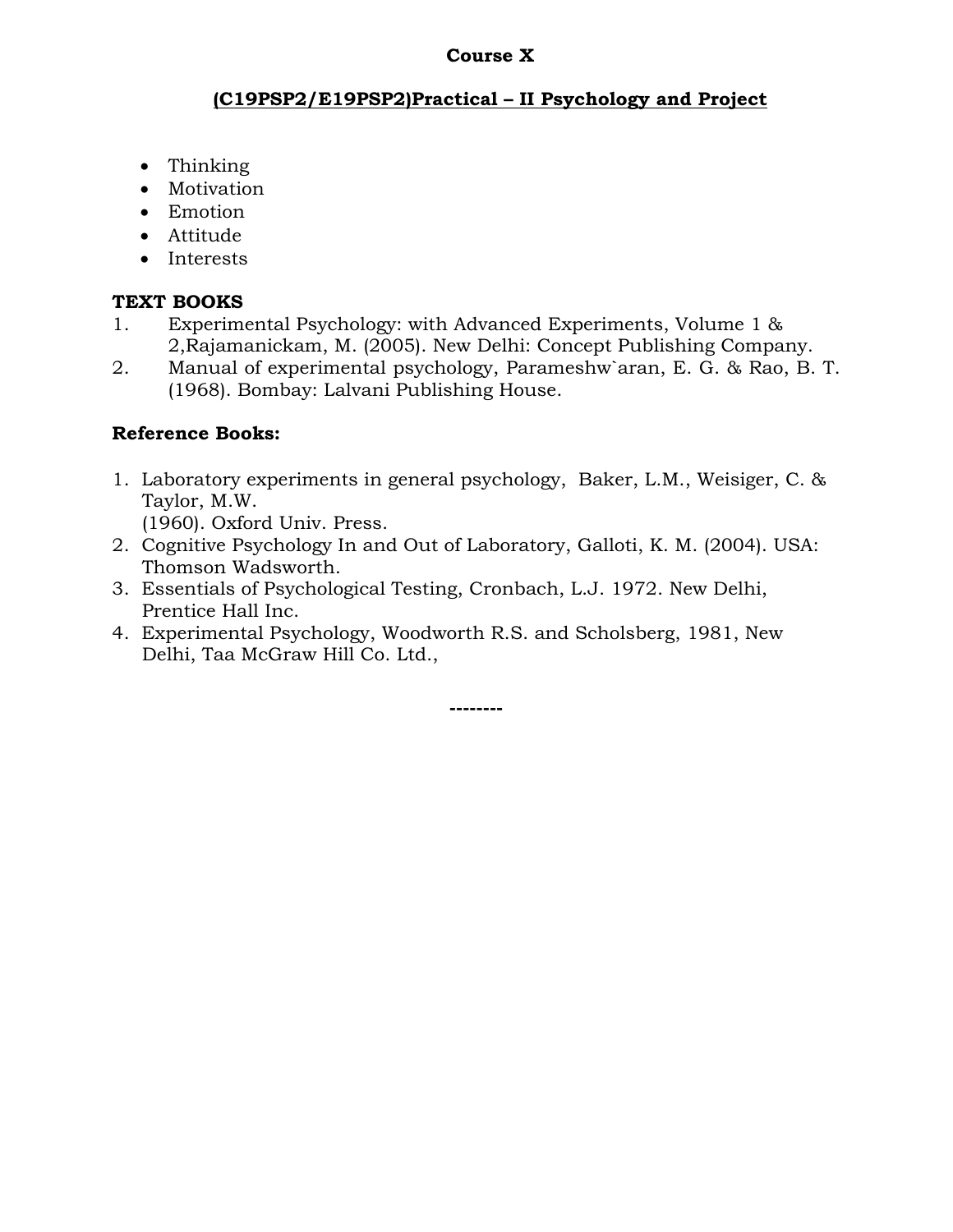**Course X**

**(C19PSP2/E19PSP2)Practical – II Psychology and Project**

- Thinking
- Motivation
- Emotion
- Attitude
- Interests

**TEXT BOOKS**

1. Experimental Psychology: with Advanced Experiments, Volume 1 & 2,Rajamanickam, M. (2005). New Delhi: Concept Publishing Company.
2. Manual of experimental psychology, Parameshw`aran, E. G. & Rao, B. T. (1968). Bombay: Lalvani Publishing House.

**Reference Books:**

1. Laboratory experiments in general psychology, Baker, L.M., Weisiger, C. & Taylor, M.W. (1960). Oxford Univ. Press.
2. Cognitive Psychology In and Out of Laboratory, Galloti, K. M. (2004). USA: Thomson Wadsworth.
3. Essentials of Psychological Testing, Cronbach, L.J. 1972. New Delhi, Prentice Hall Inc.
4. Experimental Psychology, Woodworth R.S. and Scholsberg, 1981, New Delhi, Taa McGraw Hill Co. Ltd.,

--------